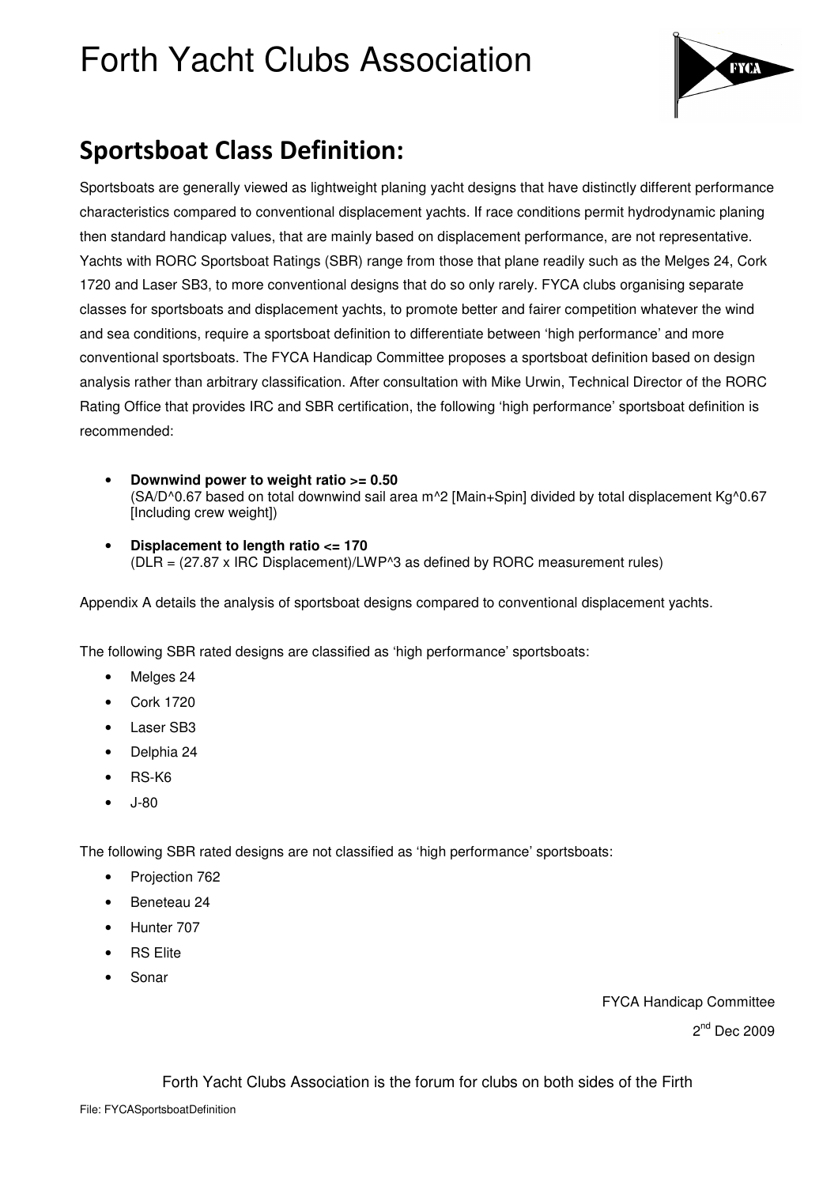# Forth Yacht Clubs Association

## Sportsboat Class Definition:

Sportsboats are generally viewed as lightweight planing yacht designs that have distinctly different performance characteristics compared to conventional displacement yachts. If race conditions permit hydrodynamic planing then standard handicap values, that are mainly based on displacement performance, are not representative. Yachts with RORC Sportsboat Ratings (SBR) range from those that plane readily such as the Melges 24, Cork 1720 and Laser SB3, to more conventional designs that do so only rarely. FYCA clubs organising separate classes for sportsboats and displacement yachts, to promote better and fairer competition whatever the wind and sea conditions, require a sportsboat definition to differentiate between 'high performance' and more conventional sportsboats. The FYCA Handicap Committee proposes a sportsboat definition based on design analysis rather than arbitrary classification. After consultation with Mike Urwin, Technical Director of the RORC Rating Office that provides IRC and SBR certification, the following 'high performance' sportsboat definition is recommended:

- **Downwind power to weight ratio >= 0.50**
  (SA/D^0.67 based on total downwind sail area m^2 [Main+Spin] divided by total displacement Kg^0.67 [Including crew weight])
- **Displacement to length ratio <= 170**
  (DLR = (27.87 x IRC Displacement)/LWP^3 as defined by RORC measurement rules)

Appendix A details the analysis of sportsboat designs compared to conventional displacement yachts.

The following SBR rated designs are classified as 'high performance' sportsboats:

- Melges 24
- Cork 1720
- Laser SB3
- Delphia 24
- RS-K6
- J-80

The following SBR rated designs are not classified as 'high performance' sportsboats:

- Projection 762
- Beneteau 24
- Hunter 707
- RS Elite
- Sonar

FYCA Handicap Committee

2nd Dec 2009

Forth Yacht Clubs Association is the forum for clubs on both sides of the Firth

File: FYCASportsboatDefinition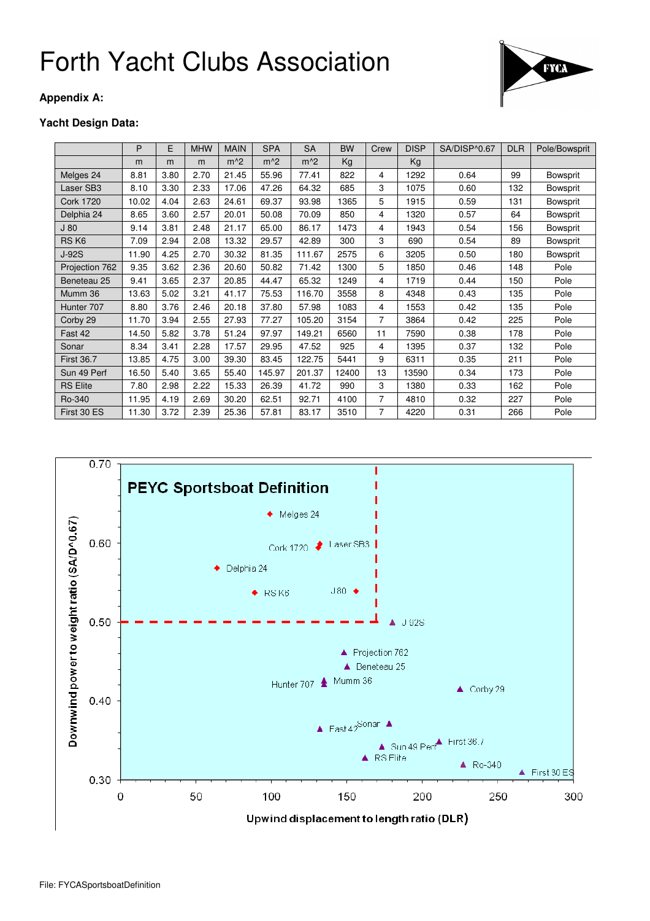# Forth Yacht Clubs Association

**Appendix A:**

**Yacht Design Data:**

| | P | E | MHW | MAIN | SPA | SA | BW | Crew | DISP | SA/DISP^0.67 | DLR | Pole/Bowsprit |
|---|---|---|---|---|---|---|---|---|---|---|---|---|
| | m | m | m | m^2 | m^2 | m^2 | Kg | | Kg | | | |
| Melges 24 | 8.81 | 3.80 | 2.70 | 21.45 | 55.96 | 77.41 | 822 | 4 | 1292 | 0.64 | 99 | Bowsprit |
| Laser SB3 | 8.10 | 3.30 | 2.33 | 17.06 | 47.26 | 64.32 | 685 | 3 | 1075 | 0.60 | 132 | Bowsprit |
| Cork 1720 | 10.02 | 4.04 | 2.63 | 24.61 | 69.37 | 93.98 | 1365 | 5 | 1915 | 0.59 | 131 | Bowsprit |
| Delphia 24 | 8.65 | 3.60 | 2.57 | 20.01 | 50.08 | 70.09 | 850 | 4 | 1320 | 0.57 | 64 | Bowsprit |
| J 80 | 9.14 | 3.81 | 2.48 | 21.17 | 65.00 | 86.17 | 1473 | 4 | 1943 | 0.54 | 156 | Bowsprit |
| RS K6 | 7.09 | 2.94 | 2.08 | 13.32 | 29.57 | 42.89 | 300 | 3 | 690 | 0.54 | 89 | Bowsprit |
| J-92S | 11.90 | 4.25 | 2.70 | 30.32 | 81.35 | 111.67 | 2575 | 6 | 3205 | 0.50 | 180 | Bowsprit |
| Projection 762 | 9.35 | 3.62 | 2.36 | 20.60 | 50.82 | 71.42 | 1300 | 5 | 1850 | 0.46 | 148 | Pole |
| Beneteau 25 | 9.41 | 3.65 | 2.37 | 20.85 | 44.47 | 65.32 | 1249 | 4 | 1719 | 0.44 | 150 | Pole |
| Mumm 36 | 13.63 | 5.02 | 3.21 | 41.17 | 75.53 | 116.70 | 3558 | 8 | 4348 | 0.43 | 135 | Pole |
| Hunter 707 | 8.80 | 3.76 | 2.46 | 20.18 | 37.80 | 57.98 | 1083 | 4 | 1553 | 0.42 | 135 | Pole |
| Corby 29 | 11.70 | 3.94 | 2.55 | 27.93 | 77.27 | 105.20 | 3154 | 7 | 3864 | 0.42 | 225 | Pole |
| Fast 42 | 14.50 | 5.82 | 3.78 | 51.24 | 97.97 | 149.21 | 6560 | 11 | 7590 | 0.38 | 178 | Pole |
| Sonar | 8.34 | 3.41 | 2.28 | 17.57 | 29.95 | 47.52 | 925 | 4 | 1395 | 0.37 | 132 | Pole |
| First 36.7 | 13.85 | 4.75 | 3.00 | 39.30 | 83.45 | 122.75 | 5441 | 9 | 6311 | 0.35 | 211 | Pole |
| Sun 49 Perf | 16.50 | 5.40 | 3.65 | 55.40 | 145.97 | 201.37 | 12400 | 13 | 13590 | 0.34 | 173 | Pole |
| RS Elite | 7.80 | 2.98 | 2.22 | 15.33 | 26.39 | 41.72 | 990 | 3 | 1380 | 0.33 | 162 | Pole |
| Ro-340 | 11.95 | 4.19 | 2.69 | 30.20 | 62.51 | 92.71 | 4100 | 7 | 4810 | 0.32 | 227 | Pole |
| First 30 ES | 11.30 | 3.72 | 2.39 | 25.36 | 57.81 | 83.17 | 3510 | 7 | 4220 | 0.31 | 266 | Pole |

PEYC Sportsboat Definition

Melges 24
Cork 1720
Laser SB3
Delphia 24
RS K6
J 80
J 92S
Projection 762
Beneteau 25
Hunter 707
Mumm 36
Corby 29
Fast 42
Sonar
Sun 49 Perf
First 36.7
RS Elite
Ro-340
First 30 ES

Downwind power to weight ratio (SA/D^0.67)

0.70
0.60
0.50
0.40
0.30

0
50
100
150
200
250
300

Upwind displacement to length ratio (DLR)

File: FYCASportsboatDefinition